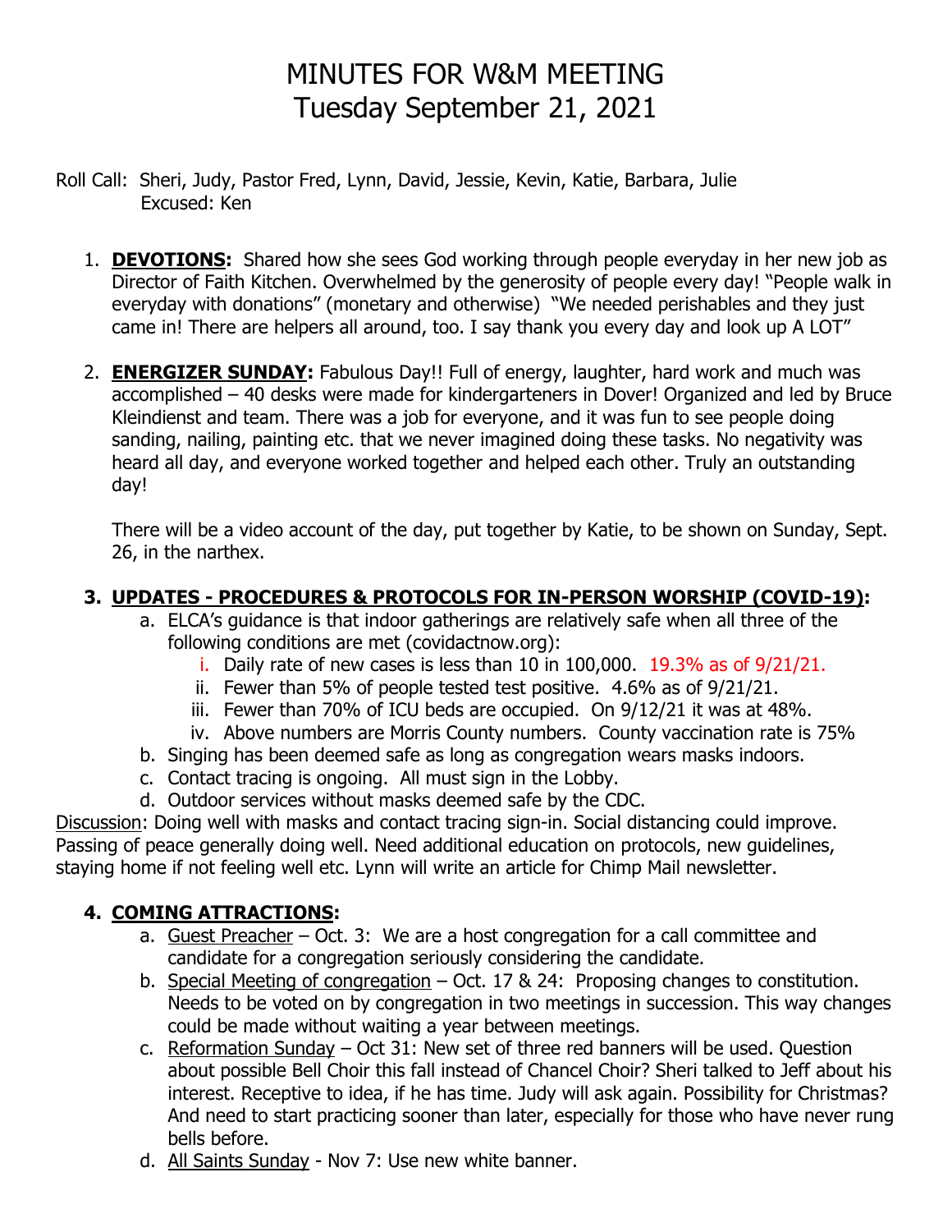# MINUTES FOR W&M MEETING
# Tuesday September 21, 2021

Roll Call: Sheri, Judy, Pastor Fred, Lynn, David, Jessie, Kevin, Katie, Barbara, Julie
Excused: Ken

1. **DEVOTIONS:** Shared how she sees God working through people everyday in her new job as Director of Faith Kitchen. Overwhelmed by the generosity of people every day! "People walk in everyday with donations" (monetary and otherwise) "We needed perishables and they just came in! There are helpers all around, too. I say thank you every day and look up A LOT"

2. **ENERGIZER SUNDAY:** Fabulous Day!! Full of energy, laughter, hard work and much was accomplished – 40 desks were made for kindergarteners in Dover! Organized and led by Bruce Kleindienst and team. There was a job for everyone, and it was fun to see people doing sanding, nailing, painting etc. that we never imagined doing these tasks. No negativity was heard all day, and everyone worked together and helped each other. Truly an outstanding day!

   There will be a video account of the day, put together by Katie, to be shown on Sunday, Sept. 26, in the narthex.

3. **UPDATES - PROCEDURES & PROTOCOLS FOR IN-PERSON WORSHIP (COVID-19):**
   a. ELCA's guidance is that indoor gatherings are relatively safe when all three of the following conditions are met (covidactnow.org):
      i. Daily rate of new cases is less than 10 in 100,000. 19.3% as of 9/21/21.
      ii. Fewer than 5% of people tested test positive. 4.6% as of 9/21/21.
      iii. Fewer than 70% of ICU beds are occupied. On 9/12/21 it was at 48%.
      iv. Above numbers are Morris County numbers. County vaccination rate is 75%
   b. Singing has been deemed safe as long as congregation wears masks indoors.
   c. Contact tracing is ongoing. All must sign in the Lobby.
   d. Outdoor services without masks deemed safe by the CDC.

Discussion: Doing well with masks and contact tracing sign-in. Social distancing could improve. Passing of peace generally doing well. Need additional education on protocols, new guidelines, staying home if not feeling well etc. Lynn will write an article for Chimp Mail newsletter.

4. **COMING ATTRACTIONS:**
   a. Guest Preacher – Oct. 3: We are a host congregation for a call committee and candidate for a congregation seriously considering the candidate.
   b. Special Meeting of congregation – Oct. 17 & 24: Proposing changes to constitution. Needs to be voted on by congregation in two meetings in succession. This way changes could be made without waiting a year between meetings.
   c. Reformation Sunday – Oct 31: New set of three red banners will be used. Question about possible Bell Choir this fall instead of Chancel Choir? Sheri talked to Jeff about his interest. Receptive to idea, if he has time. Judy will ask again. Possibility for Christmas? And need to start practicing sooner than later, especially for those who have never rung bells before.
   d. All Saints Sunday - Nov 7: Use new white banner.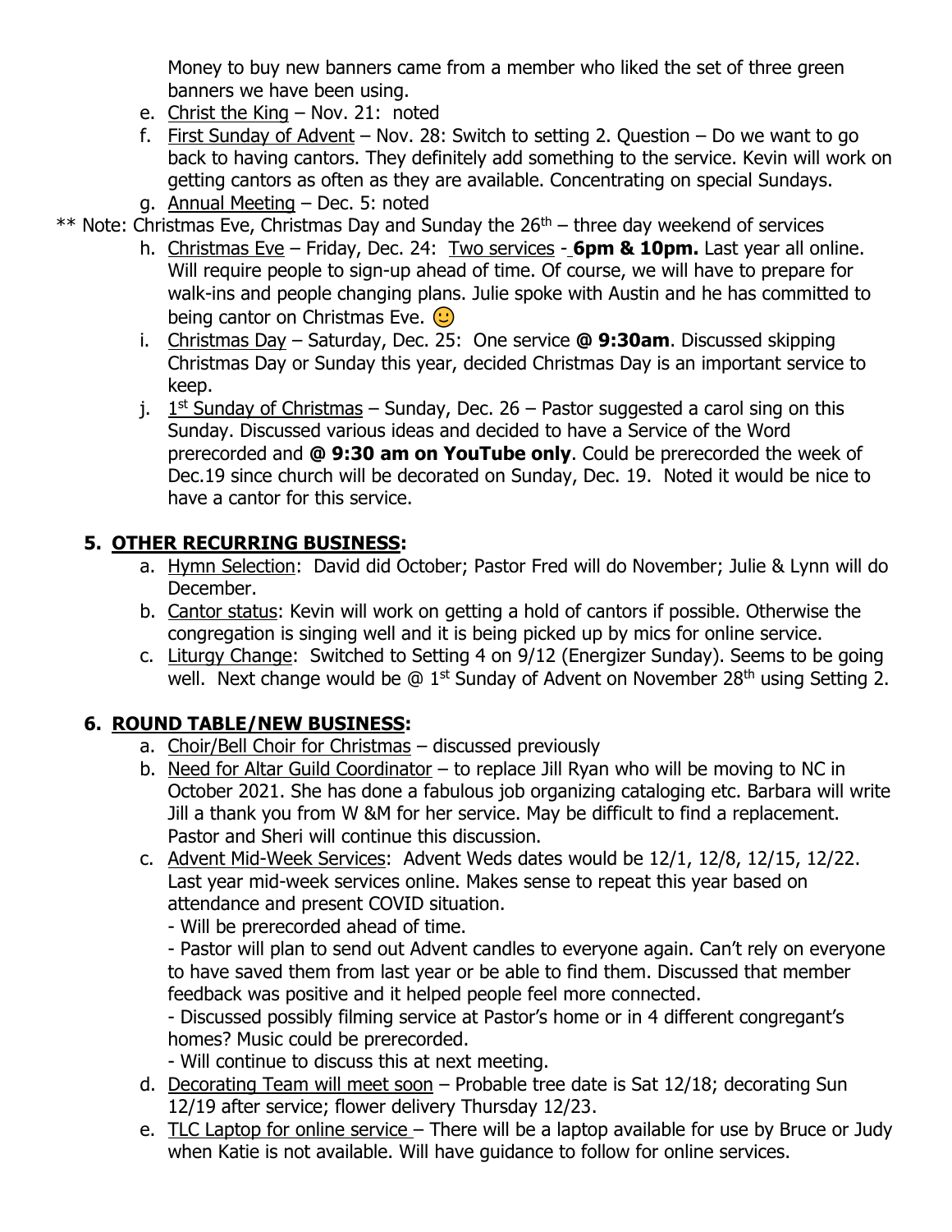Money to buy new banners came from a member who liked the set of three green banners we have been using.

e. Christ the King – Nov. 21: noted

f. First Sunday of Advent – Nov. 28: Switch to setting 2. Question – Do we want to go back to having cantors. They definitely add something to the service. Kevin will work on getting cantors as often as they are available. Concentrating on special Sundays.

g. Annual Meeting – Dec. 5: noted

** Note: Christmas Eve, Christmas Day and Sunday the 26th – three day weekend of services

h. Christmas Eve – Friday, Dec. 24: Two services - **6pm & 10pm.** Last year all online. Will require people to sign-up ahead of time. Of course, we will have to prepare for walk-ins and people changing plans. Julie spoke with Austin and he has committed to being cantor on Christmas Eve. 🙂

i. Christmas Day – Saturday, Dec. 25: One service **@ 9:30am**. Discussed skipping Christmas Day or Sunday this year, decided Christmas Day is an important service to keep.

j. 1st Sunday of Christmas – Sunday, Dec. 26 – Pastor suggested a carol sing on this Sunday. Discussed various ideas and decided to have a Service of the Word prerecorded and **@ 9:30 am on YouTube only**. Could be prerecorded the week of Dec.19 since church will be decorated on Sunday, Dec. 19. Noted it would be nice to have a cantor for this service.

## 5. OTHER RECURRING BUSINESS:

a. Hymn Selection: David did October; Pastor Fred will do November; Julie & Lynn will do December.

b. Cantor status: Kevin will work on getting a hold of cantors if possible. Otherwise the congregation is singing well and it is being picked up by mics for online service.

c. Liturgy Change: Switched to Setting 4 on 9/12 (Energizer Sunday). Seems to be going well. Next change would be @ 1st Sunday of Advent on November 28th using Setting 2.

## 6. ROUND TABLE/NEW BUSINESS:

a. Choir/Bell Choir for Christmas – discussed previously

b. Need for Altar Guild Coordinator – to replace Jill Ryan who will be moving to NC in October 2021. She has done a fabulous job organizing cataloging etc. Barbara will write Jill a thank you from W &M for her service. May be difficult to find a replacement. Pastor and Sheri will continue this discussion.

c. Advent Mid-Week Services: Advent Weds dates would be 12/1, 12/8, 12/15, 12/22. Last year mid-week services online. Makes sense to repeat this year based on attendance and present COVID situation.
   - Will be prerecorded ahead of time.
   - Pastor will plan to send out Advent candles to everyone again. Can't rely on everyone to have saved them from last year or be able to find them. Discussed that member feedback was positive and it helped people feel more connected.
   - Discussed possibly filming service at Pastor's home or in 4 different congregant's homes? Music could be prerecorded.
   - Will continue to discuss this at next meeting.

d. Decorating Team will meet soon – Probable tree date is Sat 12/18; decorating Sun 12/19 after service; flower delivery Thursday 12/23.

e. TLC Laptop for online service – There will be a laptop available for use by Bruce or Judy when Katie is not available. Will have guidance to follow for online services.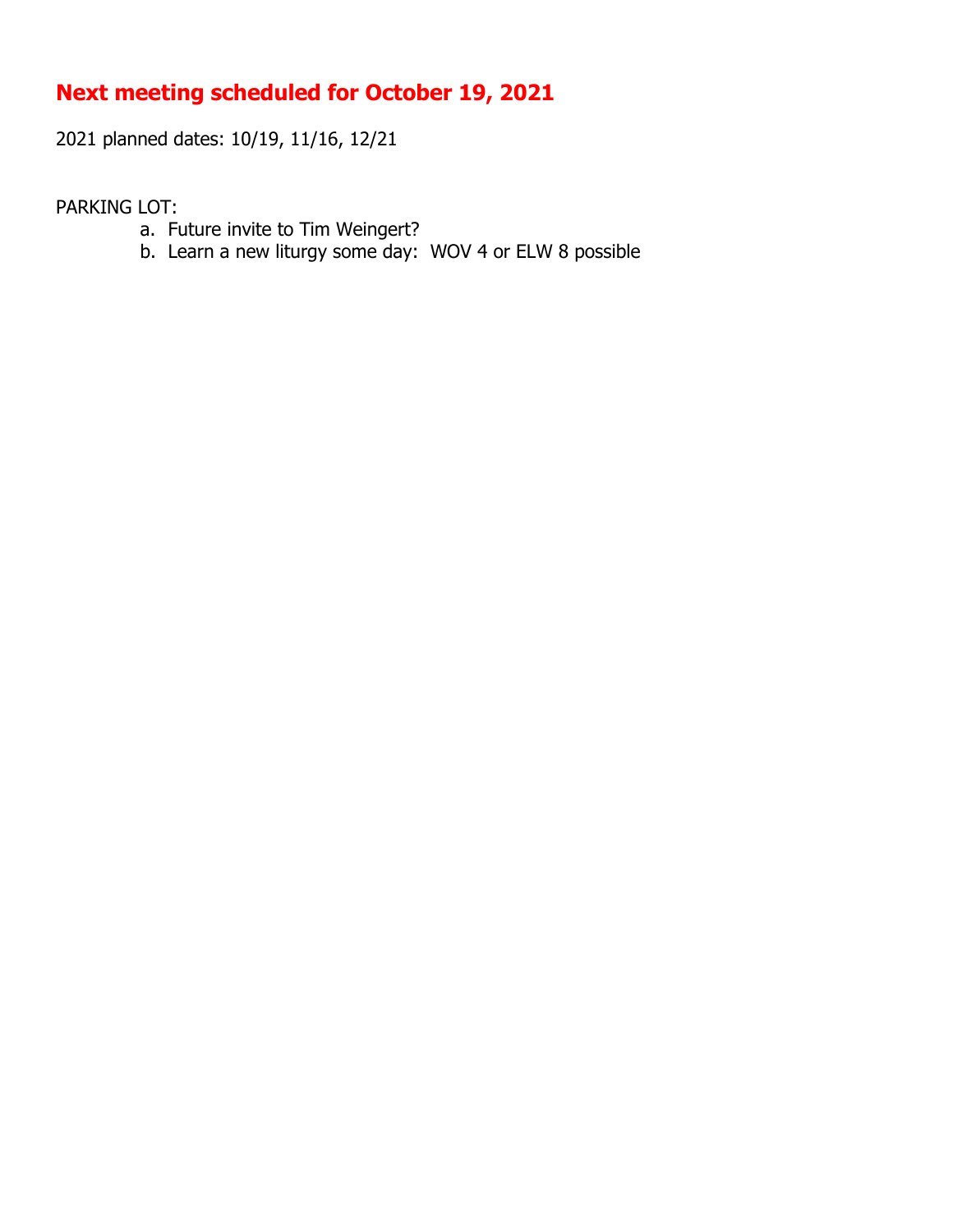**Next meeting scheduled for October 19, 2021**

2021 planned dates: 10/19, 11/16, 12/21

PARKING LOT:

a. Future invite to Tim Weingert?
b. Learn a new liturgy some day: WOV 4 or ELW 8 possible